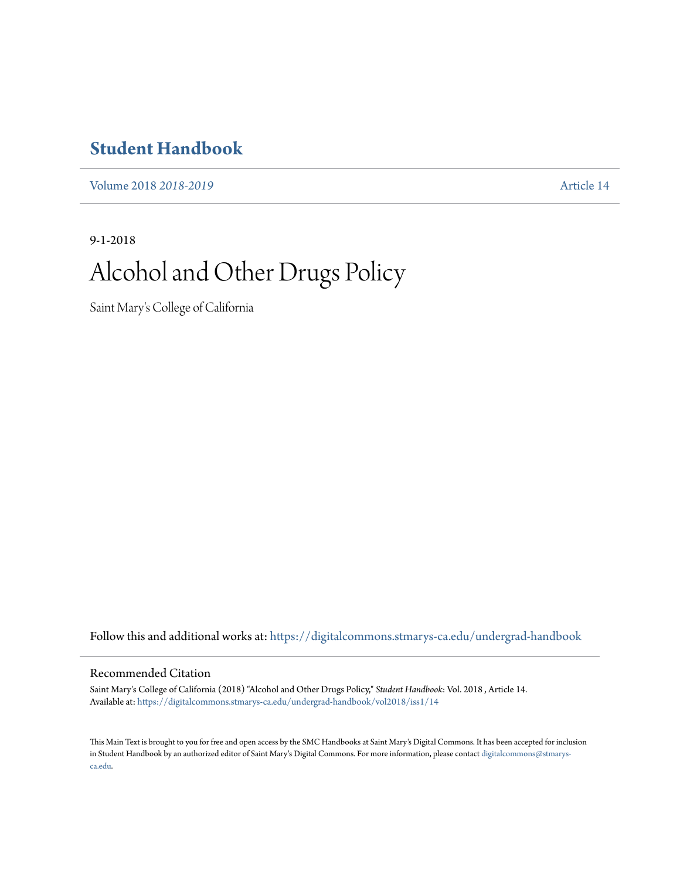## Student Handbook

Volume 2018 *2018-2019* Article 14

9-1-2018

# Alcohol and Other Drugs Policy

Saint Mary's College of California

Follow this and additional works at: https://digitalcommons.stmarys-ca.edu/undergrad-handbook

### Recommended Citation

Saint Mary's College of California (2018) "Alcohol and Other Drugs Policy," *Student Handbook*: Vol. 2018 , Article 14.
Available at: https://digitalcommons.stmarys-ca.edu/undergrad-handbook/vol2018/iss1/14

This Main Text is brought to you for free and open access by the SMC Handbooks at Saint Mary's Digital Commons. It has been accepted for inclusion in Student Handbook by an authorized editor of Saint Mary's Digital Commons. For more information, please contact digitalcommons@stmarys-ca.edu.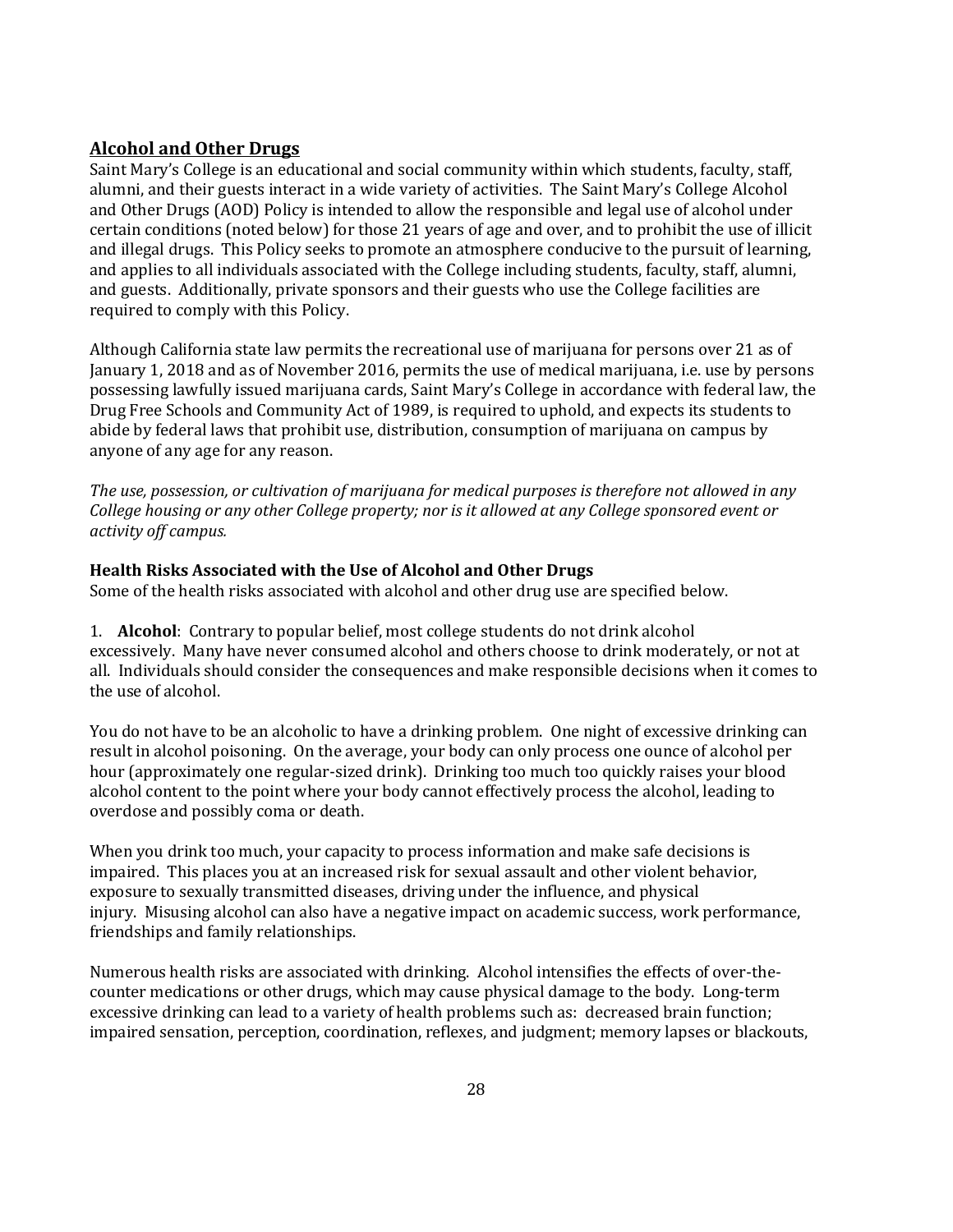## Alcohol and Other Drugs

Saint Mary's College is an educational and social community within which students, faculty, staff, alumni, and their guests interact in a wide variety of activities. The Saint Mary's College Alcohol and Other Drugs (AOD) Policy is intended to allow the responsible and legal use of alcohol under certain conditions (noted below) for those 21 years of age and over, and to prohibit the use of illicit and illegal drugs. This Policy seeks to promote an atmosphere conducive to the pursuit of learning, and applies to all individuals associated with the College including students, faculty, staff, alumni, and guests. Additionally, private sponsors and their guests who use the College facilities are required to comply with this Policy.

Although California state law permits the recreational use of marijuana for persons over 21 as of January 1, 2018 and as of November 2016, permits the use of medical marijuana, i.e. use by persons possessing lawfully issued marijuana cards, Saint Mary's College in accordance with federal law, the Drug Free Schools and Community Act of 1989, is required to uphold, and expects its students to abide by federal laws that prohibit use, distribution, consumption of marijuana on campus by anyone of any age for any reason.

*The use, possession, or cultivation of marijuana for medical purposes is therefore not allowed in any College housing or any other College property; nor is it allowed at any College sponsored event or activity off campus.*

### Health Risks Associated with the Use of Alcohol and Other Drugs

Some of the health risks associated with alcohol and other drug use are specified below.

1. **Alcohol**: Contrary to popular belief, most college students do not drink alcohol excessively. Many have never consumed alcohol and others choose to drink moderately, or not at all. Individuals should consider the consequences and make responsible decisions when it comes to the use of alcohol.

You do not have to be an alcoholic to have a drinking problem. One night of excessive drinking can result in alcohol poisoning. On the average, your body can only process one ounce of alcohol per hour (approximately one regular-sized drink). Drinking too much too quickly raises your blood alcohol content to the point where your body cannot effectively process the alcohol, leading to overdose and possibly coma or death.

When you drink too much, your capacity to process information and make safe decisions is impaired. This places you at an increased risk for sexual assault and other violent behavior, exposure to sexually transmitted diseases, driving under the influence, and physical injury. Misusing alcohol can also have a negative impact on academic success, work performance, friendships and family relationships.

Numerous health risks are associated with drinking. Alcohol intensifies the effects of over-the-counter medications or other drugs, which may cause physical damage to the body. Long-term excessive drinking can lead to a variety of health problems such as: decreased brain function; impaired sensation, perception, coordination, reflexes, and judgment; memory lapses or blackouts,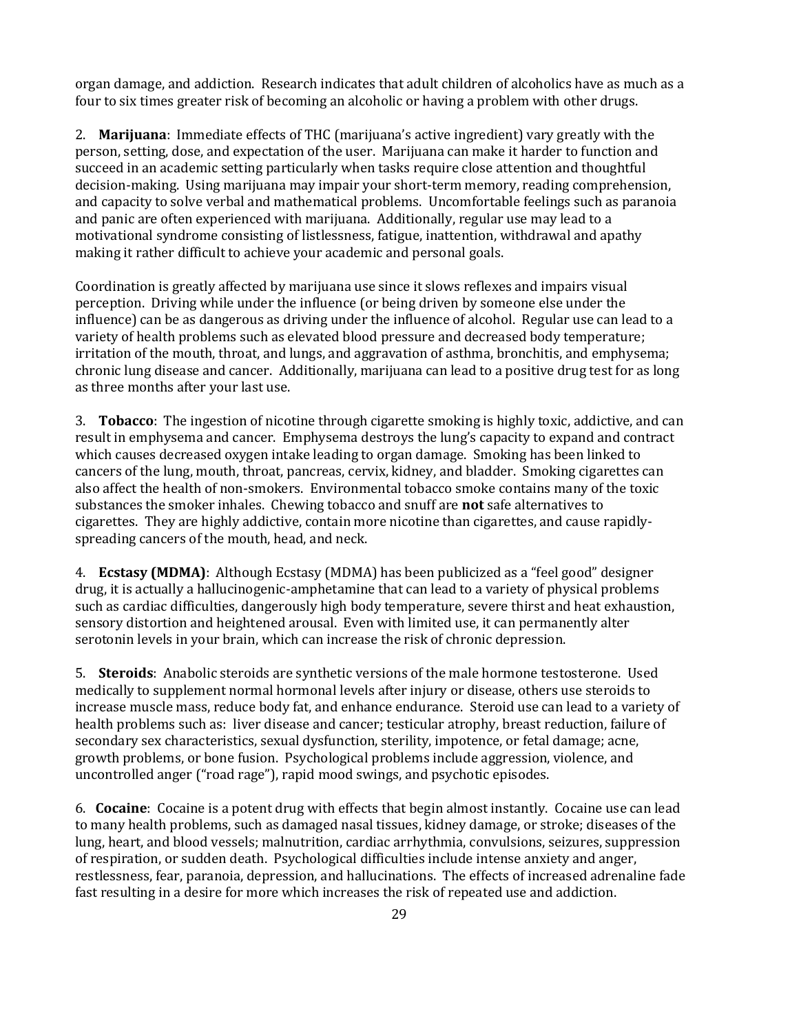organ damage, and addiction. Research indicates that adult children of alcoholics have as much as a four to six times greater risk of becoming an alcoholic or having a problem with other drugs.

2. **Marijuana**: Immediate effects of THC (marijuana's active ingredient) vary greatly with the person, setting, dose, and expectation of the user. Marijuana can make it harder to function and succeed in an academic setting particularly when tasks require close attention and thoughtful decision-making. Using marijuana may impair your short-term memory, reading comprehension, and capacity to solve verbal and mathematical problems. Uncomfortable feelings such as paranoia and panic are often experienced with marijuana. Additionally, regular use may lead to a motivational syndrome consisting of listlessness, fatigue, inattention, withdrawal and apathy making it rather difficult to achieve your academic and personal goals.

Coordination is greatly affected by marijuana use since it slows reflexes and impairs visual perception. Driving while under the influence (or being driven by someone else under the influence) can be as dangerous as driving under the influence of alcohol. Regular use can lead to a variety of health problems such as elevated blood pressure and decreased body temperature; irritation of the mouth, throat, and lungs, and aggravation of asthma, bronchitis, and emphysema; chronic lung disease and cancer. Additionally, marijuana can lead to a positive drug test for as long as three months after your last use.

3. **Tobacco**: The ingestion of nicotine through cigarette smoking is highly toxic, addictive, and can result in emphysema and cancer. Emphysema destroys the lung's capacity to expand and contract which causes decreased oxygen intake leading to organ damage. Smoking has been linked to cancers of the lung, mouth, throat, pancreas, cervix, kidney, and bladder. Smoking cigarettes can also affect the health of non-smokers. Environmental tobacco smoke contains many of the toxic substances the smoker inhales. Chewing tobacco and snuff are **not** safe alternatives to cigarettes. They are highly addictive, contain more nicotine than cigarettes, and cause rapidly-spreading cancers of the mouth, head, and neck.

4. **Ecstasy (MDMA)**: Although Ecstasy (MDMA) has been publicized as a "feel good" designer drug, it is actually a hallucinogenic-amphetamine that can lead to a variety of physical problems such as cardiac difficulties, dangerously high body temperature, severe thirst and heat exhaustion, sensory distortion and heightened arousal. Even with limited use, it can permanently alter serotonin levels in your brain, which can increase the risk of chronic depression.

5. **Steroids**: Anabolic steroids are synthetic versions of the male hormone testosterone. Used medically to supplement normal hormonal levels after injury or disease, others use steroids to increase muscle mass, reduce body fat, and enhance endurance. Steroid use can lead to a variety of health problems such as: liver disease and cancer; testicular atrophy, breast reduction, failure of secondary sex characteristics, sexual dysfunction, sterility, impotence, or fetal damage; acne, growth problems, or bone fusion. Psychological problems include aggression, violence, and uncontrolled anger ("road rage"), rapid mood swings, and psychotic episodes.

6. **Cocaine**: Cocaine is a potent drug with effects that begin almost instantly. Cocaine use can lead to many health problems, such as damaged nasal tissues, kidney damage, or stroke; diseases of the lung, heart, and blood vessels; malnutrition, cardiac arrhythmia, convulsions, seizures, suppression of respiration, or sudden death. Psychological difficulties include intense anxiety and anger, restlessness, fear, paranoia, depression, and hallucinations. The effects of increased adrenaline fade fast resulting in a desire for more which increases the risk of repeated use and addiction.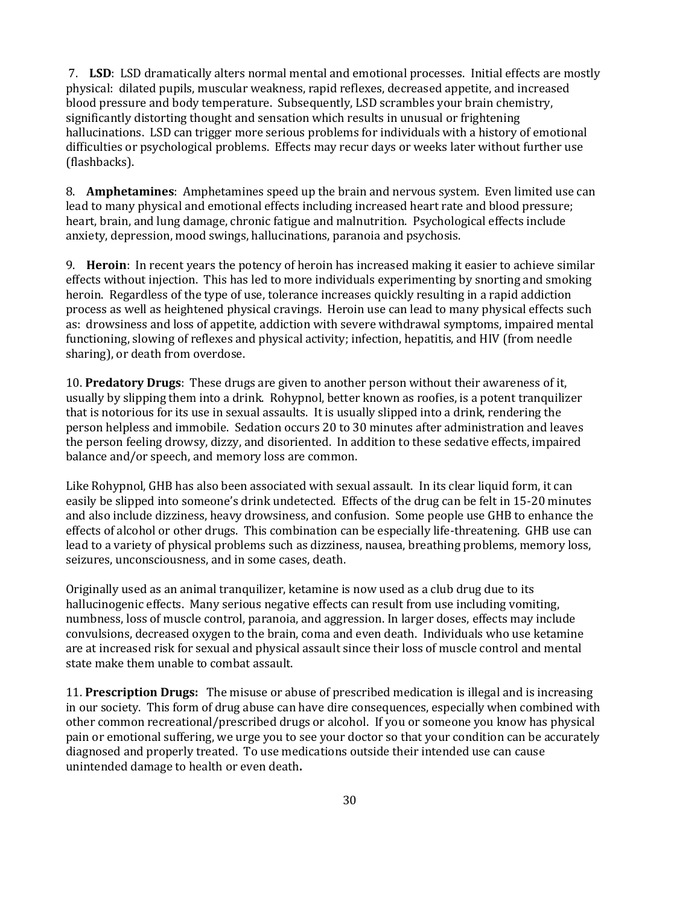7. **LSD**: LSD dramatically alters normal mental and emotional processes. Initial effects are mostly physical: dilated pupils, muscular weakness, rapid reflexes, decreased appetite, and increased blood pressure and body temperature. Subsequently, LSD scrambles your brain chemistry, significantly distorting thought and sensation which results in unusual or frightening hallucinations. LSD can trigger more serious problems for individuals with a history of emotional difficulties or psychological problems. Effects may recur days or weeks later without further use (flashbacks).

8. **Amphetamines**: Amphetamines speed up the brain and nervous system. Even limited use can lead to many physical and emotional effects including increased heart rate and blood pressure; heart, brain, and lung damage, chronic fatigue and malnutrition. Psychological effects include anxiety, depression, mood swings, hallucinations, paranoia and psychosis.

9. **Heroin**: In recent years the potency of heroin has increased making it easier to achieve similar effects without injection. This has led to more individuals experimenting by snorting and smoking heroin. Regardless of the type of use, tolerance increases quickly resulting in a rapid addiction process as well as heightened physical cravings. Heroin use can lead to many physical effects such as: drowsiness and loss of appetite, addiction with severe withdrawal symptoms, impaired mental functioning, slowing of reflexes and physical activity; infection, hepatitis, and HIV (from needle sharing), or death from overdose.

10. **Predatory Drugs**: These drugs are given to another person without their awareness of it, usually by slipping them into a drink. Rohypnol, better known as roofies, is a potent tranquilizer that is notorious for its use in sexual assaults. It is usually slipped into a drink, rendering the person helpless and immobile. Sedation occurs 20 to 30 minutes after administration and leaves the person feeling drowsy, dizzy, and disoriented. In addition to these sedative effects, impaired balance and/or speech, and memory loss are common.

Like Rohypnol, GHB has also been associated with sexual assault. In its clear liquid form, it can easily be slipped into someone's drink undetected. Effects of the drug can be felt in 15-20 minutes and also include dizziness, heavy drowsiness, and confusion. Some people use GHB to enhance the effects of alcohol or other drugs. This combination can be especially life-threatening. GHB use can lead to a variety of physical problems such as dizziness, nausea, breathing problems, memory loss, seizures, unconsciousness, and in some cases, death.

Originally used as an animal tranquilizer, ketamine is now used as a club drug due to its hallucinogenic effects. Many serious negative effects can result from use including vomiting, numbness, loss of muscle control, paranoia, and aggression. In larger doses, effects may include convulsions, decreased oxygen to the brain, coma and even death. Individuals who use ketamine are at increased risk for sexual and physical assault since their loss of muscle control and mental state make them unable to combat assault.

11. **Prescription Drugs:** The misuse or abuse of prescribed medication is illegal and is increasing in our society. This form of drug abuse can have dire consequences, especially when combined with other common recreational/prescribed drugs or alcohol. If you or someone you know has physical pain or emotional suffering, we urge you to see your doctor so that your condition can be accurately diagnosed and properly treated. To use medications outside their intended use can cause unintended damage to health or even death.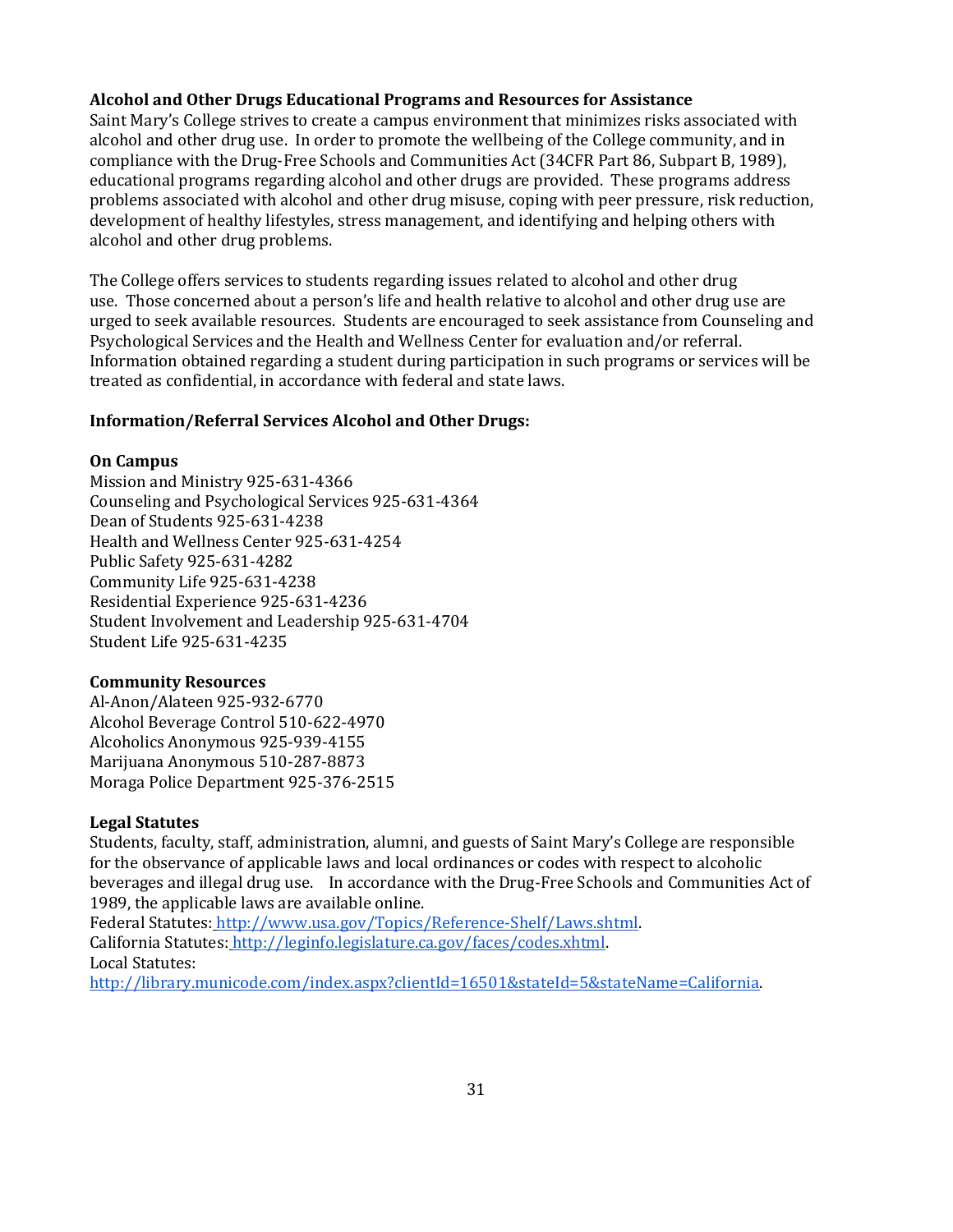**Alcohol and Other Drugs Educational Programs and Resources for Assistance**

Saint Mary's College strives to create a campus environment that minimizes risks associated with alcohol and other drug use. In order to promote the wellbeing of the College community, and in compliance with the Drug-Free Schools and Communities Act (34CFR Part 86, Subpart B, 1989), educational programs regarding alcohol and other drugs are provided. These programs address problems associated with alcohol and other drug misuse, coping with peer pressure, risk reduction, development of healthy lifestyles, stress management, and identifying and helping others with alcohol and other drug problems.

The College offers services to students regarding issues related to alcohol and other drug use. Those concerned about a person's life and health relative to alcohol and other drug use are urged to seek available resources. Students are encouraged to seek assistance from Counseling and Psychological Services and the Health and Wellness Center for evaluation and/or referral. Information obtained regarding a student during participation in such programs or services will be treated as confidential, in accordance with federal and state laws.

**Information/Referral Services Alcohol and Other Drugs:**

**On Campus**

Mission and Ministry 925-631-4366
Counseling and Psychological Services 925-631-4364
Dean of Students 925-631-4238
Health and Wellness Center 925-631-4254
Public Safety 925-631-4282
Community Life 925-631-4238
Residential Experience 925-631-4236
Student Involvement and Leadership 925-631-4704
Student Life 925-631-4235

**Community Resources**

Al-Anon/Alateen 925-932-6770
Alcohol Beverage Control 510-622-4970
Alcoholics Anonymous 925-939-4155
Marijuana Anonymous 510-287-8873
Moraga Police Department 925-376-2515

**Legal Statutes**

Students, faculty, staff, administration, alumni, and guests of Saint Mary's College are responsible for the observance of applicable laws and local ordinances or codes with respect to alcoholic beverages and illegal drug use. In accordance with the Drug-Free Schools and Communities Act of 1989, the applicable laws are available online.
Federal Statutes: http://www.usa.gov/Topics/Reference-Shelf/Laws.shtml.
California Statutes: http://leginfo.legislature.ca.gov/faces/codes.xhtml.
Local Statutes:
http://library.municode.com/index.aspx?clientId=16501&stateId=5&stateName=California.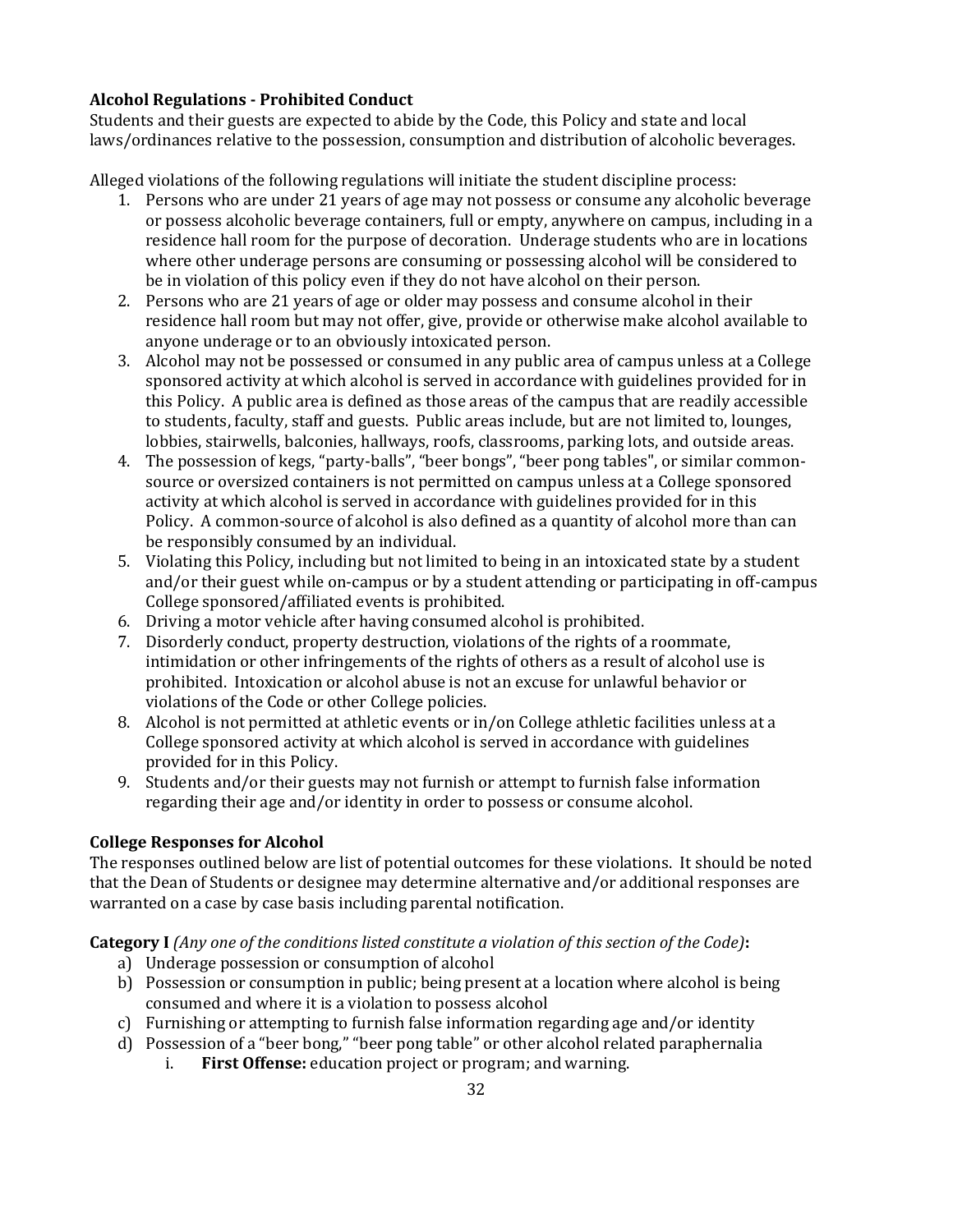**Alcohol Regulations - Prohibited Conduct**

Students and their guests are expected to abide by the Code, this Policy and state and local laws/ordinances relative to the possession, consumption and distribution of alcoholic beverages.

Alleged violations of the following regulations will initiate the student discipline process:

1. Persons who are under 21 years of age may not possess or consume any alcoholic beverage or possess alcoholic beverage containers, full or empty, anywhere on campus, including in a residence hall room for the purpose of decoration. Underage students who are in locations where other underage persons are consuming or possessing alcohol will be considered to be in violation of this policy even if they do not have alcohol on their person.
2. Persons who are 21 years of age or older may possess and consume alcohol in their residence hall room but may not offer, give, provide or otherwise make alcohol available to anyone underage or to an obviously intoxicated person.
3. Alcohol may not be possessed or consumed in any public area of campus unless at a College sponsored activity at which alcohol is served in accordance with guidelines provided for in this Policy. A public area is defined as those areas of the campus that are readily accessible to students, faculty, staff and guests. Public areas include, but are not limited to, lounges, lobbies, stairwells, balconies, hallways, roofs, classrooms, parking lots, and outside areas.
4. The possession of kegs, "party-balls", "beer bongs", "beer pong tables", or similar common-source or oversized containers is not permitted on campus unless at a College sponsored activity at which alcohol is served in accordance with guidelines provided for in this Policy. A common-source of alcohol is also defined as a quantity of alcohol more than can be responsibly consumed by an individual.
5. Violating this Policy, including but not limited to being in an intoxicated state by a student and/or their guest while on-campus or by a student attending or participating in off-campus College sponsored/affiliated events is prohibited.
6. Driving a motor vehicle after having consumed alcohol is prohibited.
7. Disorderly conduct, property destruction, violations of the rights of a roommate, intimidation or other infringements of the rights of others as a result of alcohol use is prohibited. Intoxication or alcohol abuse is not an excuse for unlawful behavior or violations of the Code or other College policies.
8. Alcohol is not permitted at athletic events or in/on College athletic facilities unless at a College sponsored activity at which alcohol is served in accordance with guidelines provided for in this Policy.
9. Students and/or their guests may not furnish or attempt to furnish false information regarding their age and/or identity in order to possess or consume alcohol.

**College Responses for Alcohol**

The responses outlined below are list of potential outcomes for these violations. It should be noted that the Dean of Students or designee may determine alternative and/or additional responses are warranted on a case by case basis including parental notification.

**Category I** *(Any one of the conditions listed constitute a violation of this section of the Code)***:**

a) Underage possession or consumption of alcohol
b) Possession or consumption in public; being present at a location where alcohol is being consumed and where it is a violation to possess alcohol
c) Furnishing or attempting to furnish false information regarding age and/or identity
d) Possession of a "beer bong," "beer pong table" or other alcohol related paraphernalia
    i. **First Offense:** education project or program; and warning.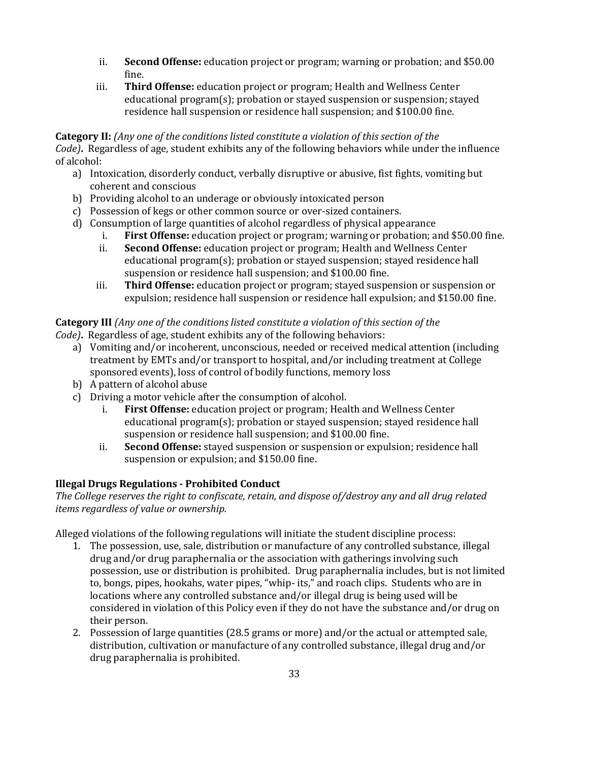ii. **Second Offense:** education project or program; warning or probation; and $50.00 fine.
   iii. **Third Offense:** education project or program; Health and Wellness Center educational program(s); probation or stayed suspension or suspension; stayed residence hall suspension or residence hall suspension; and $100.00 fine.

**Category II:** *(Any one of the conditions listed constitute a violation of this section of the Code)***.** Regardless of age, student exhibits any of the following behaviors while under the influence of alcohol:

a) Intoxication, disorderly conduct, verbally disruptive or abusive, fist fights, vomiting but coherent and conscious
b) Providing alcohol to an underage or obviously intoxicated person
c) Possession of kegs or other common source or over-sized containers.
d) Consumption of large quantities of alcohol regardless of physical appearance
   i. **First Offense:** education project or program; warning or probation; and $50.00 fine.
   ii. **Second Offense:** education project or program; Health and Wellness Center educational program(s); probation or stayed suspension; stayed residence hall suspension or residence hall suspension; and $100.00 fine.
   iii. **Third Offense:** education project or program; stayed suspension or suspension or expulsion; residence hall suspension or residence hall expulsion; and $150.00 fine.

**Category III** *(Any one of the conditions listed constitute a violation of this section of the Code)***.** Regardless of age, student exhibits any of the following behaviors:

a) Vomiting and/or incoherent, unconscious, needed or received medical attention (including treatment by EMTs and/or transport to hospital, and/or including treatment at College sponsored events), loss of control of bodily functions, memory loss
b) A pattern of alcohol abuse
c) Driving a motor vehicle after the consumption of alcohol.
   i. **First Offense:** education project or program; Health and Wellness Center educational program(s); probation or stayed suspension; stayed residence hall suspension or residence hall suspension; and $100.00 fine.
   ii. **Second Offense:** stayed suspension or suspension or expulsion; residence hall suspension or expulsion; and $150.00 fine.

### Illegal Drugs Regulations - Prohibited Conduct

*The College reserves the right to confiscate, retain, and dispose of/destroy any and all drug related items regardless of value or ownership.*

Alleged violations of the following regulations will initiate the student discipline process:

1. The possession, use, sale, distribution or manufacture of any controlled substance, illegal drug and/or drug paraphernalia or the association with gatherings involving such possession, use or distribution is prohibited. Drug paraphernalia includes, but is not limited to, bongs, pipes, hookahs, water pipes, "whip- its," and roach clips. Students who are in locations where any controlled substance and/or illegal drug is being used will be considered in violation of this Policy even if they do not have the substance and/or drug on their person.
2. Possession of large quantities (28.5 grams or more) and/or the actual or attempted sale, distribution, cultivation or manufacture of any controlled substance, illegal drug and/or drug paraphernalia is prohibited.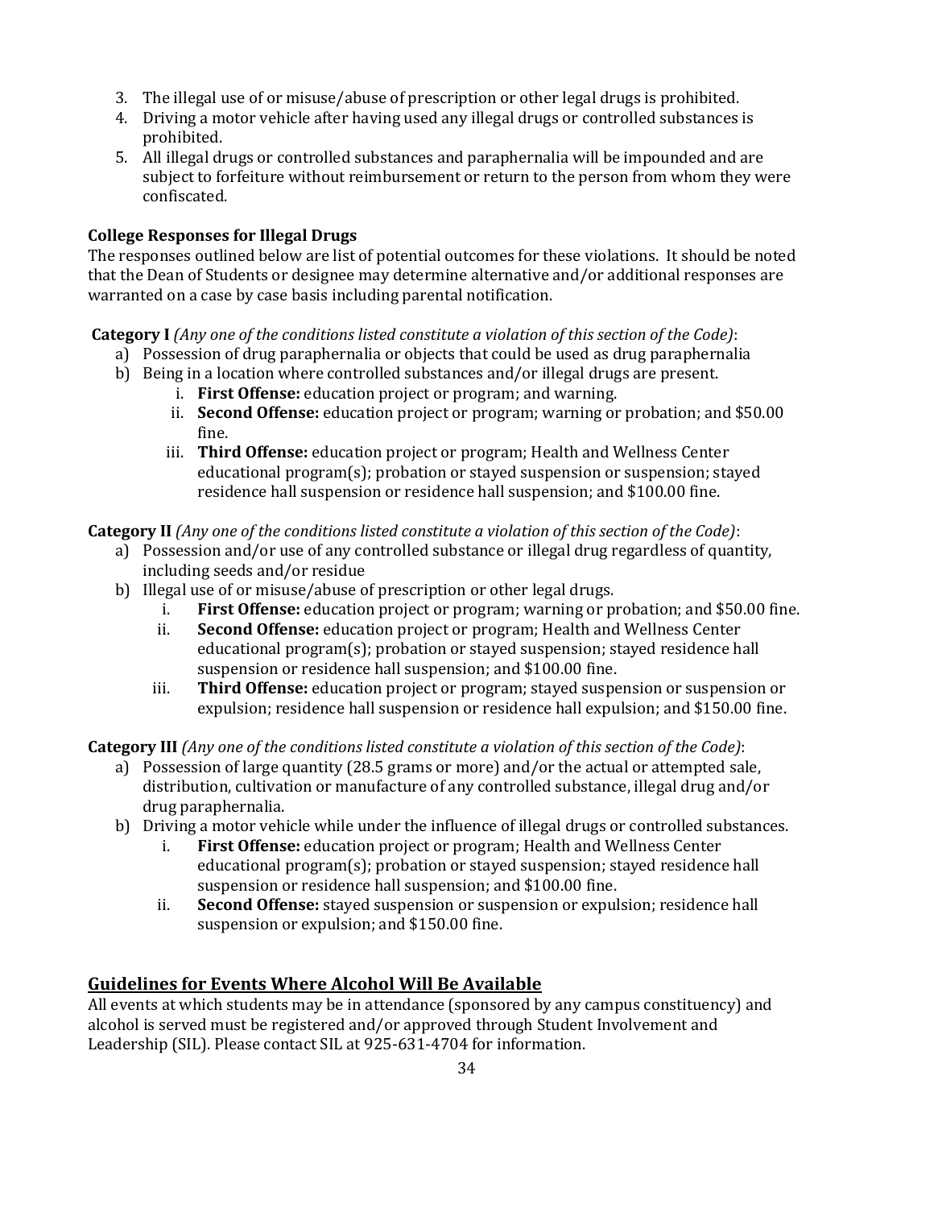3. The illegal use of or misuse/abuse of prescription or other legal drugs is prohibited.
4. Driving a motor vehicle after having used any illegal drugs or controlled substances is prohibited.
5. All illegal drugs or controlled substances and paraphernalia will be impounded and are subject to forfeiture without reimbursement or return to the person from whom they were confiscated.

**College Responses for Illegal Drugs**

The responses outlined below are list of potential outcomes for these violations. It should be noted that the Dean of Students or designee may determine alternative and/or additional responses are warranted on a case by case basis including parental notification.

**Category I** *(Any one of the conditions listed constitute a violation of this section of the Code)*:

a) Possession of drug paraphernalia or objects that could be used as drug paraphernalia
b) Being in a location where controlled substances and/or illegal drugs are present.
   i. **First Offense:** education project or program; and warning.
   ii. **Second Offense:** education project or program; warning or probation; and $50.00 fine.
   iii. **Third Offense:** education project or program; Health and Wellness Center educational program(s); probation or stayed suspension or suspension; stayed residence hall suspension or residence hall suspension; and $100.00 fine.

**Category II** *(Any one of the conditions listed constitute a violation of this section of the Code)*:

a) Possession and/or use of any controlled substance or illegal drug regardless of quantity, including seeds and/or residue
b) Illegal use of or misuse/abuse of prescription or other legal drugs.
   i. **First Offense:** education project or program; warning or probation; and $50.00 fine.
   ii. **Second Offense:** education project or program; Health and Wellness Center educational program(s); probation or stayed suspension; stayed residence hall suspension or residence hall suspension; and $100.00 fine.
   iii. **Third Offense:** education project or program; stayed suspension or suspension or expulsion; residence hall suspension or residence hall expulsion; and $150.00 fine.

**Category III** *(Any one of the conditions listed constitute a violation of this section of the Code)*:

a) Possession of large quantity (28.5 grams or more) and/or the actual or attempted sale, distribution, cultivation or manufacture of any controlled substance, illegal drug and/or drug paraphernalia.
b) Driving a motor vehicle while under the influence of illegal drugs or controlled substances.
   i. **First Offense:** education project or program; Health and Wellness Center educational program(s); probation or stayed suspension; stayed residence hall suspension or residence hall suspension; and $100.00 fine.
   ii. **Second Offense:** stayed suspension or suspension or expulsion; residence hall suspension or expulsion; and $150.00 fine.

## Guidelines for Events Where Alcohol Will Be Available

All events at which students may be in attendance (sponsored by any campus constituency) and alcohol is served must be registered and/or approved through Student Involvement and Leadership (SIL). Please contact SIL at 925-631-4704 for information.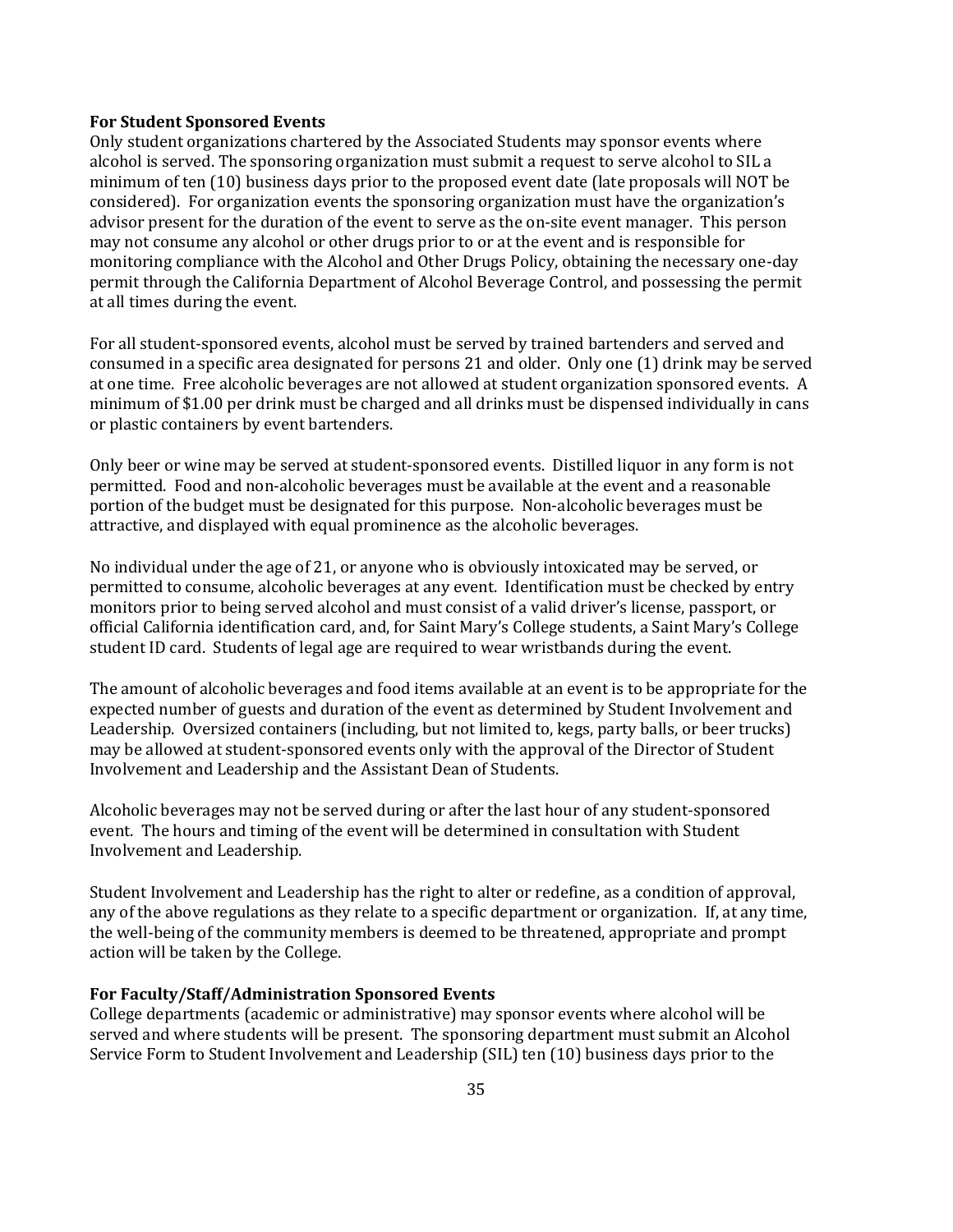**For Student Sponsored Events**

Only student organizations chartered by the Associated Students may sponsor events where alcohol is served. The sponsoring organization must submit a request to serve alcohol to SIL a minimum of ten (10) business days prior to the proposed event date (late proposals will NOT be considered). For organization events the sponsoring organization must have the organization's advisor present for the duration of the event to serve as the on-site event manager. This person may not consume any alcohol or other drugs prior to or at the event and is responsible for monitoring compliance with the Alcohol and Other Drugs Policy, obtaining the necessary one-day permit through the California Department of Alcohol Beverage Control, and possessing the permit at all times during the event.

For all student-sponsored events, alcohol must be served by trained bartenders and served and consumed in a specific area designated for persons 21 and older. Only one (1) drink may be served at one time. Free alcoholic beverages are not allowed at student organization sponsored events. A minimum of $1.00 per drink must be charged and all drinks must be dispensed individually in cans or plastic containers by event bartenders.

Only beer or wine may be served at student-sponsored events. Distilled liquor in any form is not permitted. Food and non-alcoholic beverages must be available at the event and a reasonable portion of the budget must be designated for this purpose. Non-alcoholic beverages must be attractive, and displayed with equal prominence as the alcoholic beverages.

No individual under the age of 21, or anyone who is obviously intoxicated may be served, or permitted to consume, alcoholic beverages at any event. Identification must be checked by entry monitors prior to being served alcohol and must consist of a valid driver's license, passport, or official California identification card, and, for Saint Mary's College students, a Saint Mary's College student ID card. Students of legal age are required to wear wristbands during the event.

The amount of alcoholic beverages and food items available at an event is to be appropriate for the expected number of guests and duration of the event as determined by Student Involvement and Leadership. Oversized containers (including, but not limited to, kegs, party balls, or beer trucks) may be allowed at student-sponsored events only with the approval of the Director of Student Involvement and Leadership and the Assistant Dean of Students.

Alcoholic beverages may not be served during or after the last hour of any student-sponsored event. The hours and timing of the event will be determined in consultation with Student Involvement and Leadership.

Student Involvement and Leadership has the right to alter or redefine, as a condition of approval, any of the above regulations as they relate to a specific department or organization. If, at any time, the well-being of the community members is deemed to be threatened, appropriate and prompt action will be taken by the College.

**For Faculty/Staff/Administration Sponsored Events**

College departments (academic or administrative) may sponsor events where alcohol will be served and where students will be present. The sponsoring department must submit an Alcohol Service Form to Student Involvement and Leadership (SIL) ten (10) business days prior to the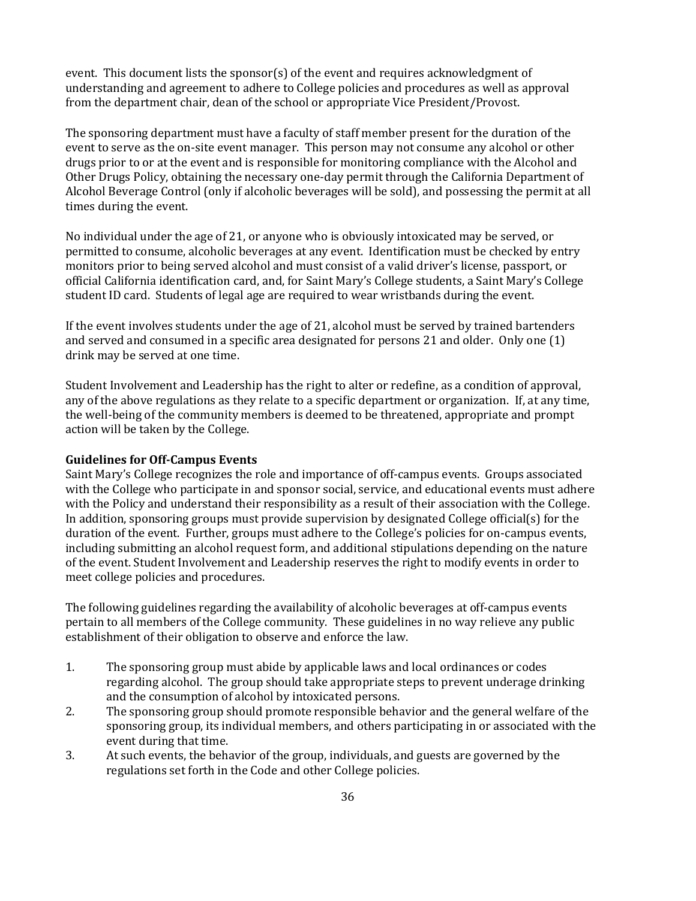event. This document lists the sponsor(s) of the event and requires acknowledgment of understanding and agreement to adhere to College policies and procedures as well as approval from the department chair, dean of the school or appropriate Vice President/Provost.

The sponsoring department must have a faculty of staff member present for the duration of the event to serve as the on-site event manager. This person may not consume any alcohol or other drugs prior to or at the event and is responsible for monitoring compliance with the Alcohol and Other Drugs Policy, obtaining the necessary one-day permit through the California Department of Alcohol Beverage Control (only if alcoholic beverages will be sold), and possessing the permit at all times during the event.

No individual under the age of 21, or anyone who is obviously intoxicated may be served, or permitted to consume, alcoholic beverages at any event. Identification must be checked by entry monitors prior to being served alcohol and must consist of a valid driver's license, passport, or official California identification card, and, for Saint Mary's College students, a Saint Mary's College student ID card. Students of legal age are required to wear wristbands during the event.

If the event involves students under the age of 21, alcohol must be served by trained bartenders and served and consumed in a specific area designated for persons 21 and older. Only one (1) drink may be served at one time.

Student Involvement and Leadership has the right to alter or redefine, as a condition of approval, any of the above regulations as they relate to a specific department or organization. If, at any time, the well-being of the community members is deemed to be threatened, appropriate and prompt action will be taken by the College.

**Guidelines for Off-Campus Events**

Saint Mary's College recognizes the role and importance of off-campus events. Groups associated with the College who participate in and sponsor social, service, and educational events must adhere with the Policy and understand their responsibility as a result of their association with the College. In addition, sponsoring groups must provide supervision by designated College official(s) for the duration of the event. Further, groups must adhere to the College's policies for on-campus events, including submitting an alcohol request form, and additional stipulations depending on the nature of the event. Student Involvement and Leadership reserves the right to modify events in order to meet college policies and procedures.

The following guidelines regarding the availability of alcoholic beverages at off-campus events pertain to all members of the College community. These guidelines in no way relieve any public establishment of their obligation to observe and enforce the law.

1. The sponsoring group must abide by applicable laws and local ordinances or codes regarding alcohol. The group should take appropriate steps to prevent underage drinking and the consumption of alcohol by intoxicated persons.
2. The sponsoring group should promote responsible behavior and the general welfare of the sponsoring group, its individual members, and others participating in or associated with the event during that time.
3. At such events, the behavior of the group, individuals, and guests are governed by the regulations set forth in the Code and other College policies.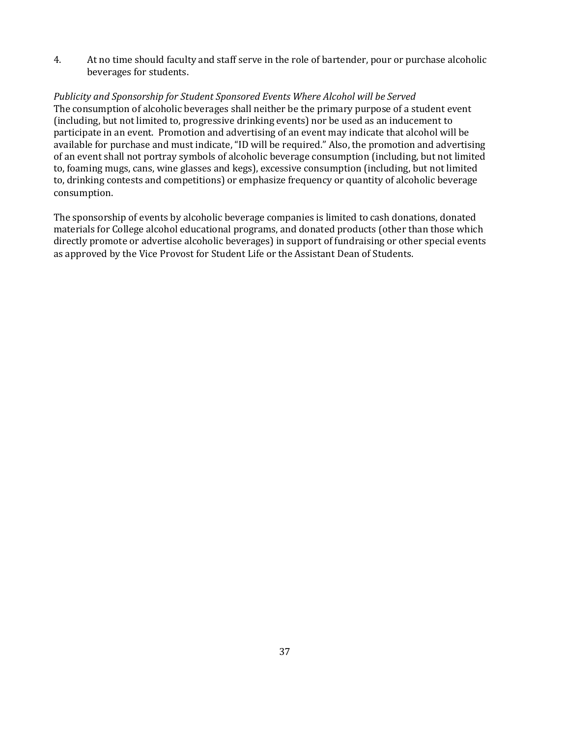4. At no time should faculty and staff serve in the role of bartender, pour or purchase alcoholic beverages for students.

*Publicity and Sponsorship for Student Sponsored Events Where Alcohol will be Served*
The consumption of alcoholic beverages shall neither be the primary purpose of a student event (including, but not limited to, progressive drinking events) nor be used as an inducement to participate in an event. Promotion and advertising of an event may indicate that alcohol will be available for purchase and must indicate, "ID will be required." Also, the promotion and advertising of an event shall not portray symbols of alcoholic beverage consumption (including, but not limited to, foaming mugs, cans, wine glasses and kegs), excessive consumption (including, but not limited to, drinking contests and competitions) or emphasize frequency or quantity of alcoholic beverage consumption.

The sponsorship of events by alcoholic beverage companies is limited to cash donations, donated materials for College alcohol educational programs, and donated products (other than those which directly promote or advertise alcoholic beverages) in support of fundraising or other special events as approved by the Vice Provost for Student Life or the Assistant Dean of Students.